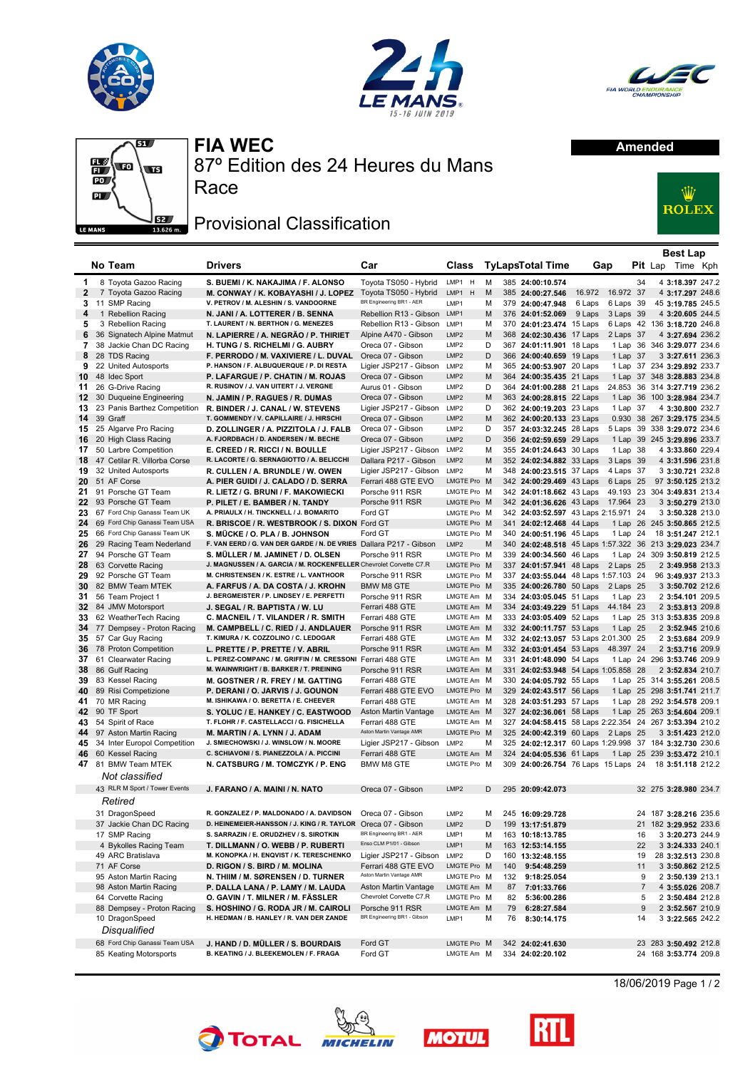# FIA WEC

## 87º Edition des 24 Heures du Mans

## Race

## Provisional Classification

**Amended**

| | No | Team | Drivers | Car | Class | | Ty | Laps | Total Time | Gap | | Pit | Best Lap Lap | Time | Kph |
|---|---|---|---|---|---|---|---|---|---|---|---|---|---|---|---|
| 1 | 8 | Toyota Gazoo Racing | S. BUEMI / K. NAKAJIMA / F. ALONSO | Toyota TS050 - Hybrid | LMP1 | H | M | 385 | 24:00:10.574 | | | 34 | 4 | 3:18.397 | 247.2 |
| 2 | 7 | Toyota Gazoo Racing | M. CONWAY / K. KOBAYASHI / J. LOPEZ | Toyota TS050 - Hybrid | LMP1 | H | M | 385 | 24:00:27.546 | 16.972 | 16.972 | 37 | 4 | 3:17.297 | 248.6 |
| 3 | 11 | SMP Racing | V. PETROV / M. ALESHIN / S. VANDOORNE | BR Engineering BR1 - AER | LMP1 | | M | 379 | 24:00:47.948 | 6 Laps | 6 Laps | 39 | 45 | 3:19.785 | 245.5 |
| 4 | 1 | Rebellion Racing | N. JANI / A. LOTTERER / B. SENNA | Rebellion R13 - Gibson | LMP1 | | M | 376 | 24:01:52.069 | 9 Laps | 3 Laps | 39 | 4 | 3:20.605 | 244.5 |
| 5 | 3 | Rebellion Racing | T. LAURENT / N. BERTHON / G. MENEZES | Rebellion R13 - Gibson | LMP1 | | M | 370 | 24:01:23.474 | 15 Laps | 6 Laps | 42 | 136 | 3:18.720 | 246.8 |
| 6 | 36 | Signatech Alpine Matmut | N. LAPIERRE / A. NEGRÃO / P. THIRIET | Alpine A470 - Gibson | LMP2 | | M | 368 | 24:02:30.436 | 17 Laps | 2 Laps | 37 | 4 | 3:27.694 | 236.2 |
| 7 | 38 | Jackie Chan DC Racing | H. TUNG / S. RICHELMI / G. AUBRY | Oreca 07 - Gibson | LMP2 | | D | 367 | 24:01:11.901 | 18 Laps | 1 Lap | 36 | 346 | 3:29.077 | 234.6 |
| 8 | 28 | TDS Racing | F. PERRODO / M. VAXIVIERE / L. DUVAL | Oreca 07 - Gibson | LMP2 | | D | 366 | 24:00:40.659 | 19 Laps | 1 Lap | 37 | 3 | 3:27.611 | 236.3 |
| 9 | 22 | United Autosports | P. HANSON / F. ALBUQUERQUE / P. DI RESTA | Ligier JSP217 - Gibson | LMP2 | | M | 365 | 24:00:53.907 | 20 Laps | 1 Lap | 37 | 234 | 3:29.892 | 233.7 |
| 10 | 48 | Idec Sport | P. LAFARGUE / P. CHATIN / M. ROJAS | Oreca 07 - Gibson | LMP2 | | M | 364 | 24:00:35.435 | 21 Laps | 1 Lap | 37 | 348 | 3:28.883 | 234.8 |
| 11 | 26 | G-Drive Racing | R. RUSINOV / J. VAN UITERT / J. VERGNE | Aurus 01 - Gibson | LMP2 | | D | 364 | 24:01:00.288 | 21 Laps | 24.853 | 36 | 314 | 3:27.719 | 236.2 |
| 12 | 30 | Duqueine Engineering | N. JAMIN / P. RAGUES / R. DUMAS | Oreca 07 - Gibson | LMP2 | | M | 363 | 24:00:28.815 | 22 Laps | 1 Lap | 36 | 100 | 3:28.984 | 234.7 |
| 13 | 23 | Panis Barthez Competition | R. BINDER / J. CANAL / W. STEVENS | Ligier JSP217 - Gibson | LMP2 | | D | 362 | 24:00:19.203 | 23 Laps | 1 Lap | 37 | 4 | 3:30.480 | 232.7 |
| 14 | 39 | Graff | T. GOMMENDY / V. CAPILLAIRE / J. HIRSCHI | Oreca 07 - Gibson | LMP2 | | M | 362 | 24:00:20.133 | 23 Laps | 0.930 | 38 | 267 | 3:29.175 | 234.5 |
| 15 | 25 | Algarve Pro Racing | D. ZOLLINGER / A. PIZZITOLA / J. FALB | Oreca 07 - Gibson | LMP2 | | D | 357 | 24:03:32.245 | 28 Laps | 5 Laps | 39 | 338 | 3:29.072 | 234.6 |
| 16 | 20 | High Class Racing | A. FJORDBACH / D. ANDERSEN / M. BECHE | Oreca 07 - Gibson | LMP2 | | D | 356 | 24:02:59.659 | 29 Laps | 1 Lap | 39 | 245 | 3:29.896 | 233.7 |
| 17 | 50 | Larbre Competition | E. CREED / R. RICCI / N. BOULLE | Ligier JSP217 - Gibson | LMP2 | | M | 355 | 24:01:24.643 | 30 Laps | 1 Lap | 38 | 4 | 3:33.860 | 229.4 |
| 18 | 47 | Cetilar R. Villorba Corse | R. LACORTE / G. SERNAGIOTTO / A. BELICCHI | Dallara P217 - Gibson | LMP2 | | M | 352 | 24:02:34.882 | 33 Laps | 3 Laps | 39 | 4 | 3:31.596 | 231.8 |
| 19 | 32 | United Autosports | R. CULLEN / A. BRUNDLE / W. OWEN | Ligier JSP217 - Gibson | LMP2 | | M | 348 | 24:00:23.515 | 37 Laps | 4 Laps | 37 | 3 | 3:30.721 | 232.8 |
| 20 | 51 | AF Corse | A. PIER GUIDI / J. CALADO / D. SERRA | Ferrari 488 GTE EVO | LMGTE Pro | | M | 342 | 24:00:29.469 | 43 Laps | 6 Laps | 25 | 97 | 3:50.125 | 213.2 |
| 21 | 91 | Porsche GT Team | R. LIETZ / G. BRUNI / F. MAKOWIECKI | Porsche 911 RSR | LMGTE Pro | | M | 342 | 24:01:18.662 | 43 Laps | 49.193 | 23 | 304 | 3:49.831 | 213.4 |
| 22 | 93 | Porsche GT Team | P. PILET / E. BAMBER / N. TANDY | Porsche 911 RSR | LMGTE Pro | | M | 342 | 24:01:36.626 | 43 Laps | 17.964 | 23 | 3 | 3:50.279 | 213.0 |
| 23 | 67 | Ford Chip Ganassi Team UK | A. PRIAULX / H. TINCKNELL / J. BOMARITO | Ford GT | LMGTE Pro | | M | 342 | 24:03:52.597 | 43 Laps | 2:15.971 | 24 | 3 | 3:50.328 | 213.0 |
| 24 | 69 | Ford Chip Ganassi Team USA | R. BRISCOE / R. WESTBROOK / S. DIXON | Ford GT | LMGTE Pro | | M | 341 | 24:02:12.468 | 44 Laps | 1 Lap | 26 | 245 | 3:50.865 | 212.5 |
| 25 | 66 | Ford Chip Ganassi Team UK | S. MÜCKE / O. PLA / B. JOHNSON | Ford GT | LMGTE Pro | | M | 340 | 24:00:51.196 | 45 Laps | 1 Lap | 24 | 18 | 3:51.247 | 212.1 |
| 26 | 29 | Racing Team Nederland | F. VAN EERD / G. VAN DER GARDE / N. DE VRIES | Dallara P217 - Gibson | LMP2 | | M | 340 | 24:02:48.518 | 45 Laps | 1:57.322 | 36 | 213 | 3:29.023 | 234.7 |
| 27 | 94 | Porsche GT Team | S. MÜLLER / M. JAMINET / D. OLSEN | Porsche 911 RSR | LMGTE Pro | | M | 339 | 24:00:34.560 | 46 Laps | 1 Lap | 24 | 309 | 3:50.819 | 212.5 |
| 28 | 63 | Corvette Racing | J. MAGNUSSEN / A. GARCIA / M. ROCKENFELLER | Chevrolet Corvette C7.R | LMGTE Pro | | M | 337 | 24:01:57.941 | 48 Laps | 2 Laps | 25 | 2 | 3:49.958 | 213.3 |
| 29 | 92 | Porsche GT Team | M. CHRISTENSEN / K. ESTRE / L. VANTHOOR | Porsche 911 RSR | LMGTE Pro | | M | 337 | 24:03:55.044 | 48 Laps | 1:57.103 | 24 | 96 | 3:49.937 | 213.3 |
| 30 | 82 | BMW Team MTEK | A. FARFUS / A. DA COSTA / J. KROHN | BMW M8 GTE | LMGTE Pro | | M | 335 | 24:00:26.780 | 50 Laps | 2 Laps | 25 | 3 | 3:50.702 | 212.6 |
| 31 | 56 | Team Project 1 | J. BERGMEISTER / P. LINDSEY / E. PERFETTI | Porsche 911 RSR | LMGTE Am | | M | 334 | 24:03:05.045 | 51 Laps | 1 Lap | 23 | 2 | 3:54.101 | 209.5 |
| 32 | 84 | JMW Motorsport | J. SEGAL / R. BAPTISTA / W. LU | Ferrari 488 GTE | LMGTE Am | | M | 334 | 24:03:49.229 | 51 Laps | 44.184 | 23 | 2 | 3:53.813 | 209.8 |
| 33 | 62 | WeatherTech Racing | C. MACNEIL / T. VILANDER / R. SMITH | Ferrari 488 GTE | LMGTE Am | | M | 333 | 24:03:05.409 | 52 Laps | 1 Lap | 25 | 313 | 3:53.835 | 209.8 |
| 34 | 77 | Dempsey - Proton Racing | M. CAMPBELL / C. RIED / J. ANDLAUER | Porsche 911 RSR | LMGTE Am | | M | 332 | 24:00:11.757 | 53 Laps | 1 Lap | 25 | 2 | 3:52.945 | 210.6 |
| 35 | 57 | Car Guy Racing | T. KIMURA / K. COZZOLINO / C. LEDOGAR | Ferrari 488 GTE | LMGTE Am | | M | 332 | 24:02:13.057 | 53 Laps | 2:01.300 | 25 | 2 | 3:53.684 | 209.9 |
| 36 | 78 | Proton Competition | L. PRETTE / P. PRETTE / V. ABRIL | Porsche 911 RSR | LMGTE Am | | M | 332 | 24:03:01.454 | 53 Laps | 48.397 | 24 | 2 | 3:53.716 | 209.9 |
| 37 | 61 | Clearwater Racing | L. PEREZ-COMPANC / M. GRIFFIN / M. CRESSONI | Ferrari 488 GTE | LMGTE Am | | M | 331 | 24:01:48.090 | 54 Laps | 1 Lap | 24 | 296 | 3:53.746 | 209.9 |
| 38 | 86 | Gulf Racing | M. WAINWRIGHT / B. BARKER / T. PREINING | Porsche 911 RSR | LMGTE Am | | M | 331 | 24:02:53.948 | 54 Laps | 1:05.858 | 28 | 2 | 3:52.834 | 210.7 |
| 39 | 83 | Kessel Racing | M. GOSTNER / R. FREY / M. GATTING | Ferrari 488 GTE | LMGTE Am | | M | 330 | 24:04:05.792 | 55 Laps | 1 Lap | 25 | 314 | 3:55.261 | 208.5 |
| 40 | 89 | Risi Competizione | P. DERANI / O. JARVIS / J. GOUNON | Ferrari 488 GTE EVO | LMGTE Pro | | M | 329 | 24:02:43.517 | 56 Laps | 1 Lap | 25 | 298 | 3:51.741 | 211.7 |
| 41 | 70 | MR Racing | M. ISHIKAWA / O. BERETTA / E. CHEEVER | Ferrari 488 GTE | LMGTE Am | | M | 328 | 24:03:51.293 | 57 Laps | 1 Lap | 28 | 292 | 3:54.578 | 209.1 |
| 42 | 90 | TF Sport | S. YOLUC / E. HANKEY / C. EASTWOOD | Aston Martin Vantage | LMGTE Am | | M | 327 | 24:02:36.061 | 58 Laps | 1 Lap | 25 | 263 | 3:54.604 | 209.1 |
| 43 | 54 | Spirit of Race | T. FLOHR / F. CASTELLACCI / G. FISICHELLA | Ferrari 488 GTE | LMGTE Am | | M | 327 | 24:04:58.415 | 58 Laps | 2:22.354 | 24 | 267 | 3:53.394 | 210.2 |
| 44 | 97 | Aston Martin Racing | M. MARTIN / A. LYNN / J. ADAM | Aston Martin Vantage AMR | LMGTE Pro | | M | 325 | 24:00:42.319 | 60 Laps | 2 Laps | 25 | 3 | 3:51.423 | 212.0 |
| 45 | 34 | Inter Europol Competition | J. SMIECHOWSKI / J. WINSLOW / N. MOORE | Ligier JSP217 - Gibson | LMP2 | | M | 325 | 24:02:12.317 | 60 Laps | 1:29.998 | 37 | 184 | 3:32.794 | 230.6 |
| 46 | 60 | Kessel Racing | C. SCHIAVONI / S. PIANEZZOLA / A. PICCINI | Ferrari 488 GTE | LMGTE Am | | M | 324 | 24:04:05.536 | 61 Laps | 1 Lap | 25 | 239 | 3:53.472 | 210.1 |
| 47 | 81 | BMW Team MTEK | N. CATSBURG / M. TOMCZYK / P. ENG | BMW M8 GTE | LMGTE Pro | | M | 309 | 24:00:26.754 | 76 Laps | 15 Laps | 24 | 18 | 3:51.118 | 212.2 |

*Not classified*

| No | Team | Drivers | Car | Class | Ty | Laps | Total Time | Pit | Lap | Time | Kph |
|---|---|---|---|---|---|---|---|---|---|---|---|
| 43 | RLR M Sport / Tower Events | J. FARANO / A. MAINI / N. NATO | Oreca 07 - Gibson | LMP2 | D | 295 | 20:09:42.073 | 32 | 275 | 3:28.980 | 234.7 |

*Retired*

| No | Team | Drivers | Car | Class | Ty | Laps | Total Time | Pit | Lap | Time | Kph |
|---|---|---|---|---|---|---|---|---|---|---|---|
| 31 | DragonSpeed | R. GONZALEZ / P. MALDONADO / A. DAVIDSON | Oreca 07 - Gibson | LMP2 | M | 245 | 16:09:29.728 | 24 | 187 | 3:28.216 | 235.6 |
| 37 | Jackie Chan DC Racing | D. HEINEMEIER-HANSSON / J. KING / R. TAYLOR | Oreca 07 - Gibson | LMP2 | D | 199 | 13:17:51.879 | 21 | 182 | 3:29.952 | 233.6 |
| 17 | SMP Racing | S. SARRAZIN / E. ORUDZHEV / S. SIROTKIN | BR Engineering BR1 - AER | LMP1 | M | 163 | 10:18:13.785 | 16 | 3 | 3:20.273 | 244.9 |
| 4 | Bykolles Racing Team | T. DILLMANN / O. WEBB / P. RUBERTI | Enso CLM P1/01 - Gibson | LMP1 | M | 163 | 12:53:14.155 | 22 | 3 | 3:24.333 | 240.1 |
| 49 | ARC Bratislava | M. KONOPKA / H. ENQVIST / K. TERESCHENKO | Ligier JSP217 - Gibson | LMP2 | D | 160 | 13:32:48.155 | 19 | 28 | 3:32.513 | 230.8 |
| 71 | AF Corse | D. RIGON / S. BIRD / M. MOLINA | Ferrari 488 GTE EVO | LMGTE Pro | M | 140 | 9:54:48.259 | 11 | 3 | 3:50.862 | 212.5 |
| 95 | Aston Martin Racing | N. THIIM / M. SØRENSEN / D. TURNER | Aston Martin Vantage AMR | LMGTE Pro | M | 132 | 9:18:25.054 | 9 | 2 | 3:50.139 | 213.1 |
| 98 | Aston Martin Racing | P. DALLA LANA / P. LAMY / M. LAUDA | Aston Martin Vantage | LMGTE Am | M | 87 | 7:01:33.766 | 7 | 4 | 3:55.026 | 208.7 |
| 64 | Corvette Racing | O. GAVIN / T. MILNER / M. FÄSSLER | Chevrolet Corvette C7.R | LMGTE Pro | M | 82 | 5:36:00.286 | 5 | 2 | 3:50.484 | 212.8 |
| 88 | Dempsey - Proton Racing | S. HOSHINO / G. RODA JR / M. CAIROLI | Porsche 911 RSR | LMGTE Am | M | 79 | 6:28:27.584 | 9 | 2 | 3:52.567 | 210.9 |
| 10 | DragonSpeed | H. HEDMAN / B. HANLEY / R. VAN DER ZANDE | BR Engineering BR1 - Gibson | LMP1 | M | 76 | 8:30:14.175 | 14 | 3 | 3:22.565 | 242.2 |

*Disqualified*

| No | Team | Drivers | Car | Class | Ty | Laps | Total Time | Pit | Lap | Time | Kph |
|---|---|---|---|---|---|---|---|---|---|---|---|
| 68 | Ford Chip Ganassi Team USA | J. HAND / D. MÜLLER / S. BOURDAIS | Ford GT | LMGTE Pro | M | 342 | 24:02:41.630 | 23 | 283 | 3:50.492 | 212.8 |
| 85 | Keating Motorsports | B. KEATING / J. BLEEKEMOLEN / F. FRAGA | Ford GT | LMGTE Am | M | 334 | 24:02:20.102 | 24 | 168 | 3:53.774 | 209.8 |

18/06/2019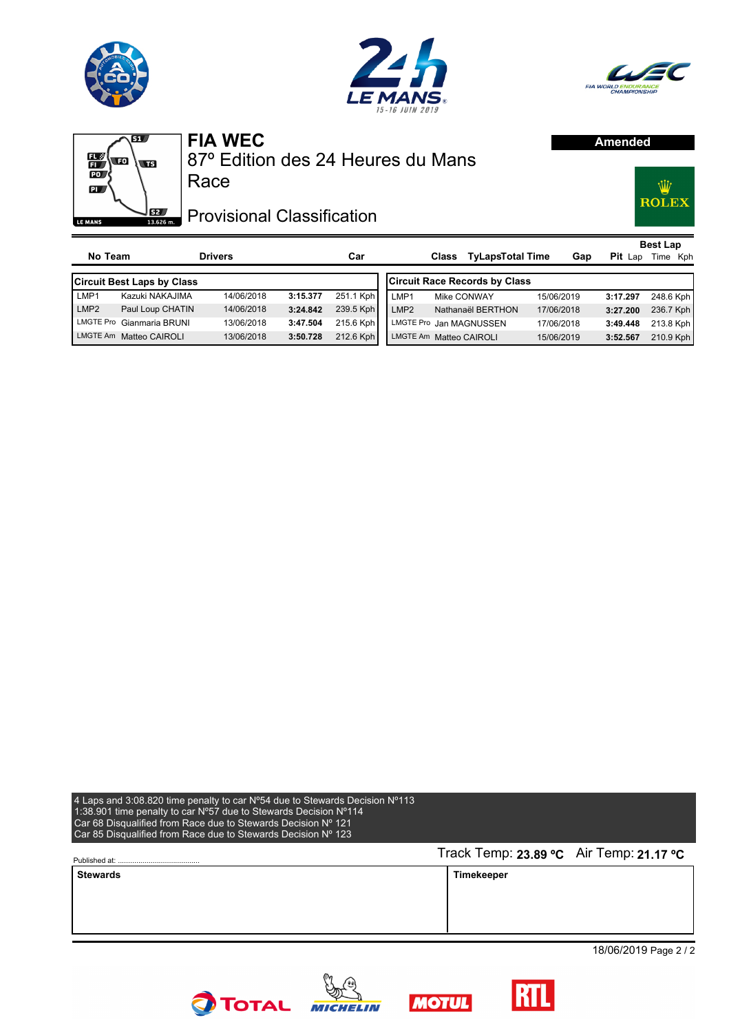# FIA WEC

87º Edition des 24 Heures du Mans

Race

Provisional Classification

**Amended**

| No | Team | Drivers | Car | Class | Ty | Laps | Total Time | Gap | Pit | Best Lap Lap | Best Lap Time | Best Lap Kph |
|---|---|---|---|---|---|---|---|---|---|---|---|---|

**Circuit Best Laps by Class**

| | | | | |
|---|---|---|---|---|
| LMP1 | Kazuki NAKAJIMA | 14/06/2018 | **3:15.377** | 251.1 Kph |
| LMP2 | Paul Loup CHATIN | 14/06/2018 | **3:24.842** | 239.5 Kph |
| LMGTE Pro | Gianmaria BRUNI | 13/06/2018 | **3:47.504** | 215.6 Kph |
| LMGTE Am | Matteo CAIROLI | 13/06/2018 | **3:50.728** | 212.6 Kph |

**Circuit Race Records by Class**

| | | | | |
|---|---|---|---|---|
| LMP1 | Mike CONWAY | 15/06/2019 | **3:17.297** | 248.6 Kph |
| LMP2 | Nathanaël BERTHON | 17/06/2018 | **3:27.200** | 236.7 Kph |
| LMGTE Pro | Jan MAGNUSSEN | 17/06/2018 | **3:49.448** | 213.8 Kph |
| LMGTE Am | Matteo CAIROLI | 15/06/2019 | **3:52.567** | 210.9 Kph |

4 Laps and 3:08.820 time penalty to car Nº54 due to Stewards Decision Nº113
1:38.901 time penalty to car Nº57 due to Stewards Decision Nº114
Car 68 Disqualified from Race due to Stewards Decision Nº 121
Car 85 Disqualified from Race due to Stewards Decision Nº 123

Published at: ......................................

Track Temp: **23.89 ºC** Air Temp: **21.17 ºC**

| **Stewards** | **Timekeeper** |
|---|---|
| | |

18/06/2019